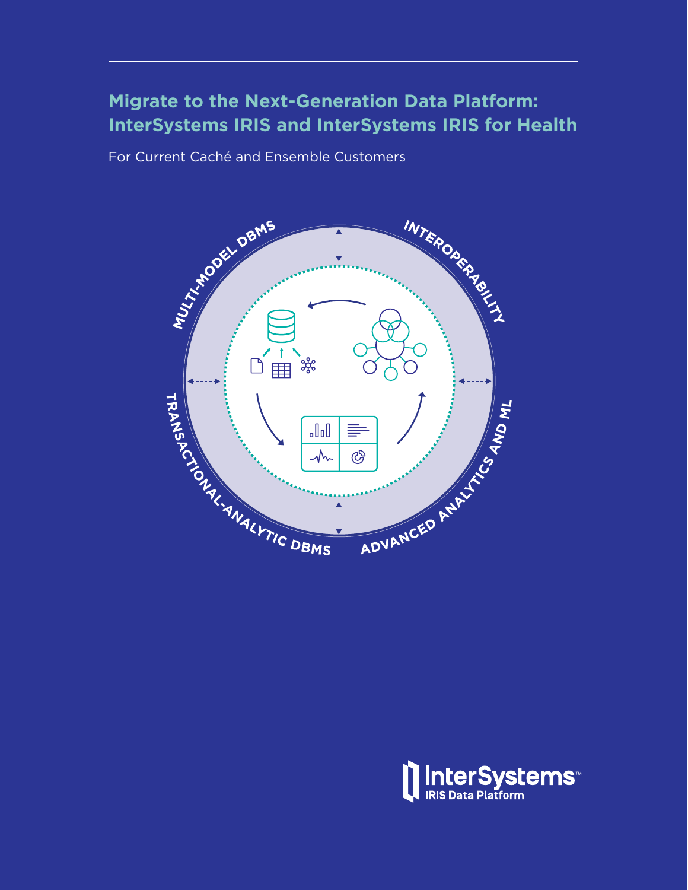# Migrate to the Next-Generation Data Platform: InterSystems IRIS and InterSystems IRIS for Health

For Current Caché and Ensemble Customers

MULTI-MODEL DBMS

INTEROPERABILITY

ADVANCED ANALYTICS AND ML

TRANSACTIONAL-ANALYTIC DBMS

InterSystems™
IRIS Data Platform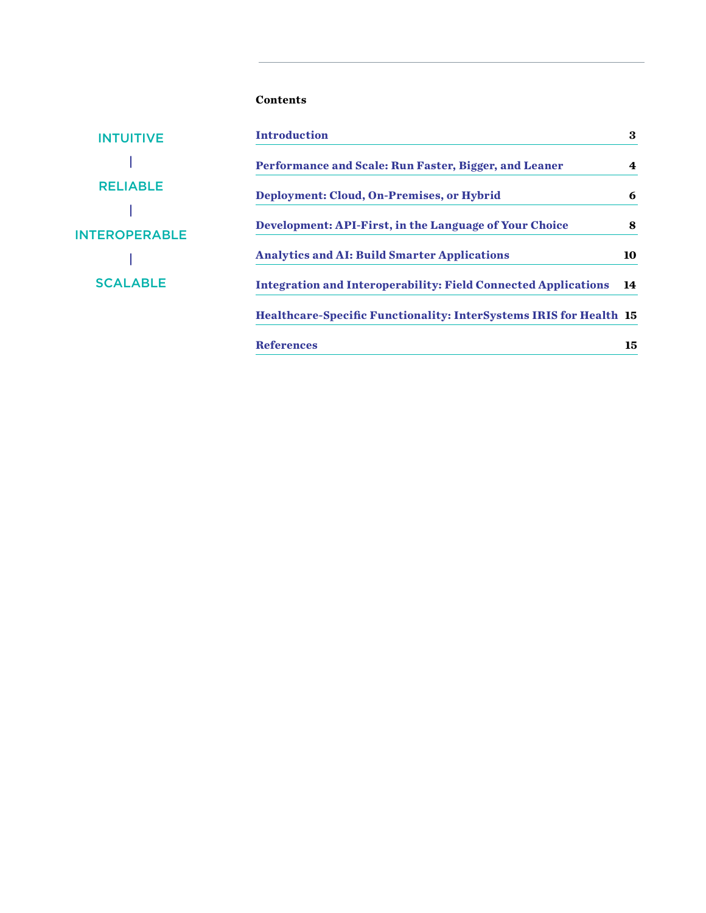INTUITIVE

|

RELIABLE

|

INTEROPERABLE

|

SCALABLE

**Contents**

| | |
|---|---|
| **Introduction** | **3** |
| **Performance and Scale: Run Faster, Bigger, and Leaner** | **4** |
| **Deployment: Cloud, On-Premises, or Hybrid** | **6** |
| **Development: API-First, in the Language of Your Choice** | **8** |
| **Analytics and AI: Build Smarter Applications** | **10** |
| **Integration and Interoperability: Field Connected Applications** | **14** |
| **Healthcare-Specific Functionality: InterSystems IRIS for Health** | **15** |
| **References** | **15** |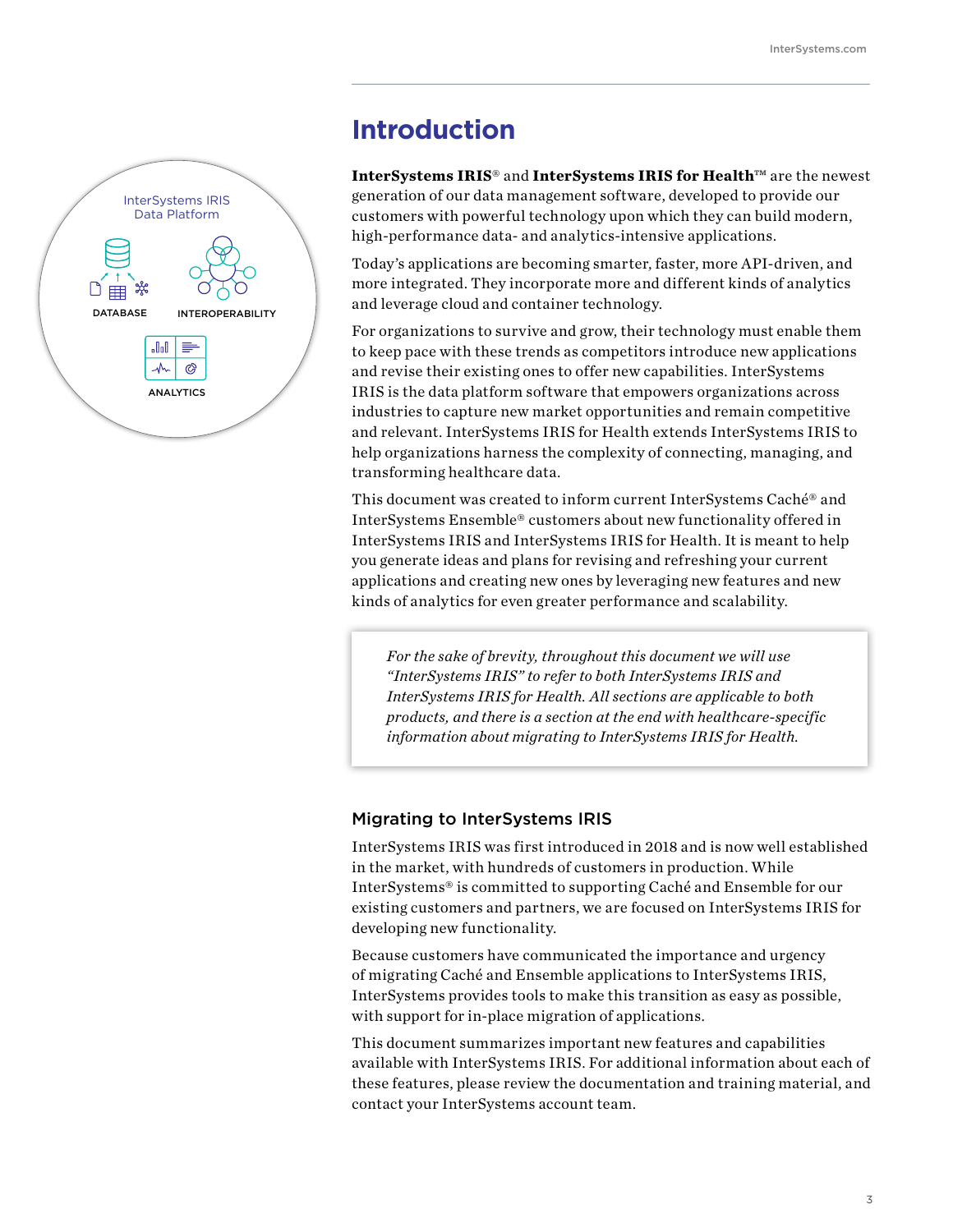# Introduction

**InterSystems IRIS**® and **InterSystems IRIS for Health**™ are the newest generation of our data management software, developed to provide our customers with powerful technology upon which they can build modern, high-performance data- and analytics-intensive applications.

Today's applications are becoming smarter, faster, more API-driven, and more integrated. They incorporate more and different kinds of analytics and leverage cloud and container technology.

For organizations to survive and grow, their technology must enable them to keep pace with these trends as competitors introduce new applications and revise their existing ones to offer new capabilities. InterSystems IRIS is the data platform software that empowers organizations across industries to capture new market opportunities and remain competitive and relevant. InterSystems IRIS for Health extends InterSystems IRIS to help organizations harness the complexity of connecting, managing, and transforming healthcare data.

This document was created to inform current InterSystems Caché® and InterSystems Ensemble® customers about new functionality offered in InterSystems IRIS and InterSystems IRIS for Health. It is meant to help you generate ideas and plans for revising and refreshing your current applications and creating new ones by leveraging new features and new kinds of analytics for even greater performance and scalability.

> *For the sake of brevity, throughout this document we will use "InterSystems IRIS" to refer to both InterSystems IRIS and InterSystems IRIS for Health. All sections are applicable to both products, and there is a section at the end with healthcare-specific information about migrating to InterSystems IRIS for Health.*

## Migrating to InterSystems IRIS

InterSystems IRIS was first introduced in 2018 and is now well established in the market, with hundreds of customers in production. While InterSystems® is committed to supporting Caché and Ensemble for our existing customers and partners, we are focused on InterSystems IRIS for developing new functionality.

Because customers have communicated the importance and urgency of migrating Caché and Ensemble applications to InterSystems IRIS, InterSystems provides tools to make this transition as easy as possible, with support for in-place migration of applications.

This document summarizes important new features and capabilities available with InterSystems IRIS. For additional information about each of these features, please review the documentation and training material, and contact your InterSystems account team.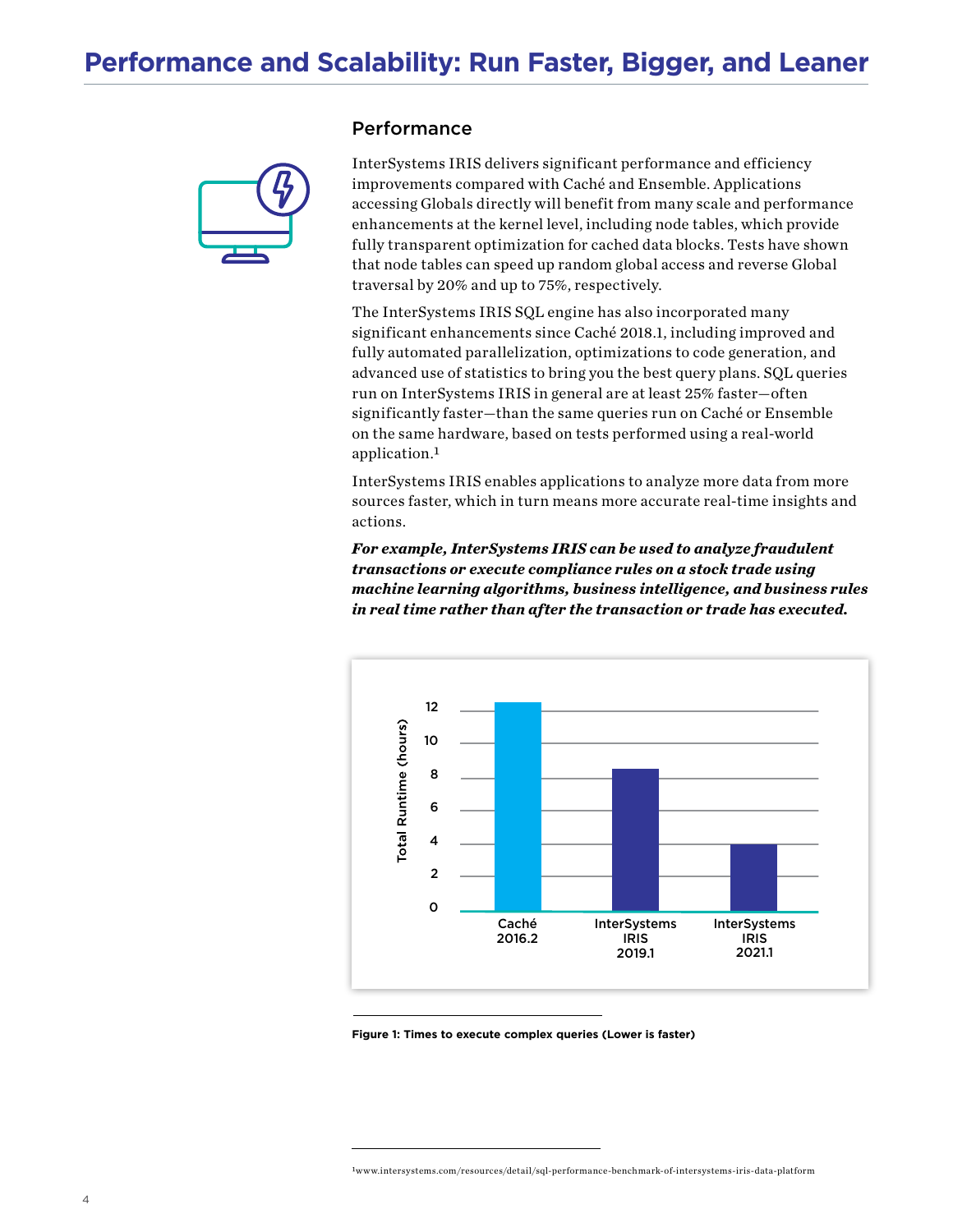# Performance and Scalability: Run Faster, Bigger, and Leaner

## Performance

InterSystems IRIS delivers significant performance and efficiency improvements compared with Caché and Ensemble. Applications accessing Globals directly will benefit from many scale and performance enhancements at the kernel level, including node tables, which provide fully transparent optimization for cached data blocks. Tests have shown that node tables can speed up random global access and reverse Global traversal by 20% and up to 75%, respectively.

The InterSystems IRIS SQL engine has also incorporated many significant enhancements since Caché 2018.1, including improved and fully automated parallelization, optimizations to code generation, and advanced use of statistics to bring you the best query plans. SQL queries run on InterSystems IRIS in general are at least 25% faster—often significantly faster—than the same queries run on Caché or Ensemble on the same hardware, based on tests performed using a real-world application.[1]

InterSystems IRIS enables applications to analyze more data from more sources faster, which in turn means more accurate real-time insights and actions.

***For example, InterSystems IRIS can be used to analyze fraudulent transactions or execute compliance rules on a stock trade using machine learning algorithms, business intelligence, and business rules in real time rather than after the transaction or trade has executed.***

**Figure 1: Times to execute complex queries (Lower is faster)**

[1]www.intersystems.com/resources/detail/sql-performance-benchmark-of-intersystems-iris-data-platform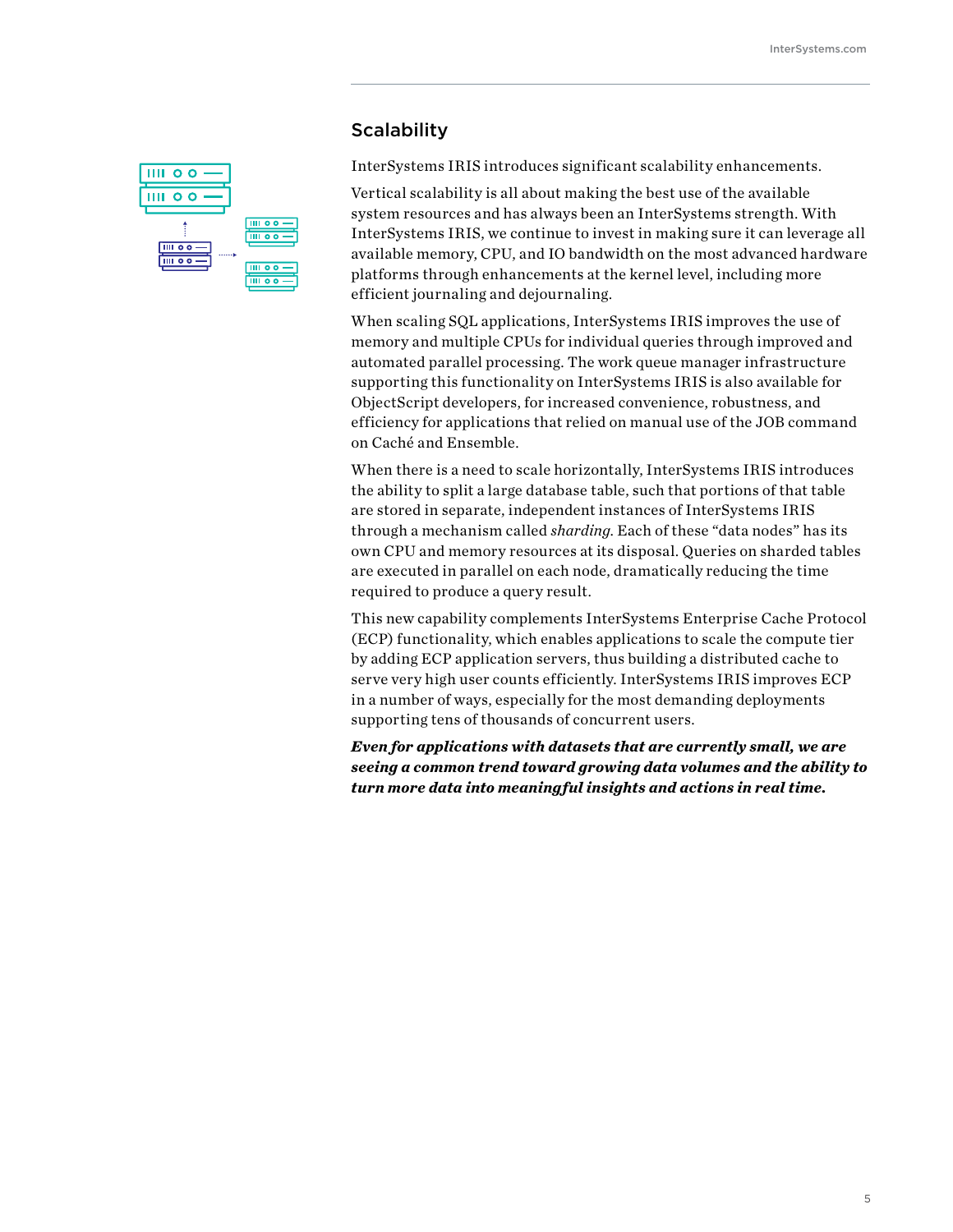## Scalability

InterSystems IRIS introduces significant scalability enhancements.

Vertical scalability is all about making the best use of the available system resources and has always been an InterSystems strength. With InterSystems IRIS, we continue to invest in making sure it can leverage all available memory, CPU, and IO bandwidth on the most advanced hardware platforms through enhancements at the kernel level, including more efficient journaling and dejournaling.

When scaling SQL applications, InterSystems IRIS improves the use of memory and multiple CPUs for individual queries through improved and automated parallel processing. The work queue manager infrastructure supporting this functionality on InterSystems IRIS is also available for ObjectScript developers, for increased convenience, robustness, and efficiency for applications that relied on manual use of the JOB command on Caché and Ensemble.

When there is a need to scale horizontally, InterSystems IRIS introduces the ability to split a large database table, such that portions of that table are stored in separate, independent instances of InterSystems IRIS through a mechanism called *sharding*. Each of these "data nodes" has its own CPU and memory resources at its disposal. Queries on sharded tables are executed in parallel on each node, dramatically reducing the time required to produce a query result.

This new capability complements InterSystems Enterprise Cache Protocol (ECP) functionality, which enables applications to scale the compute tier by adding ECP application servers, thus building a distributed cache to serve very high user counts efficiently. InterSystems IRIS improves ECP in a number of ways, especially for the most demanding deployments supporting tens of thousands of concurrent users.

***Even for applications with datasets that are currently small, we are seeing a common trend toward growing data volumes and the ability to turn more data into meaningful insights and actions in real time.***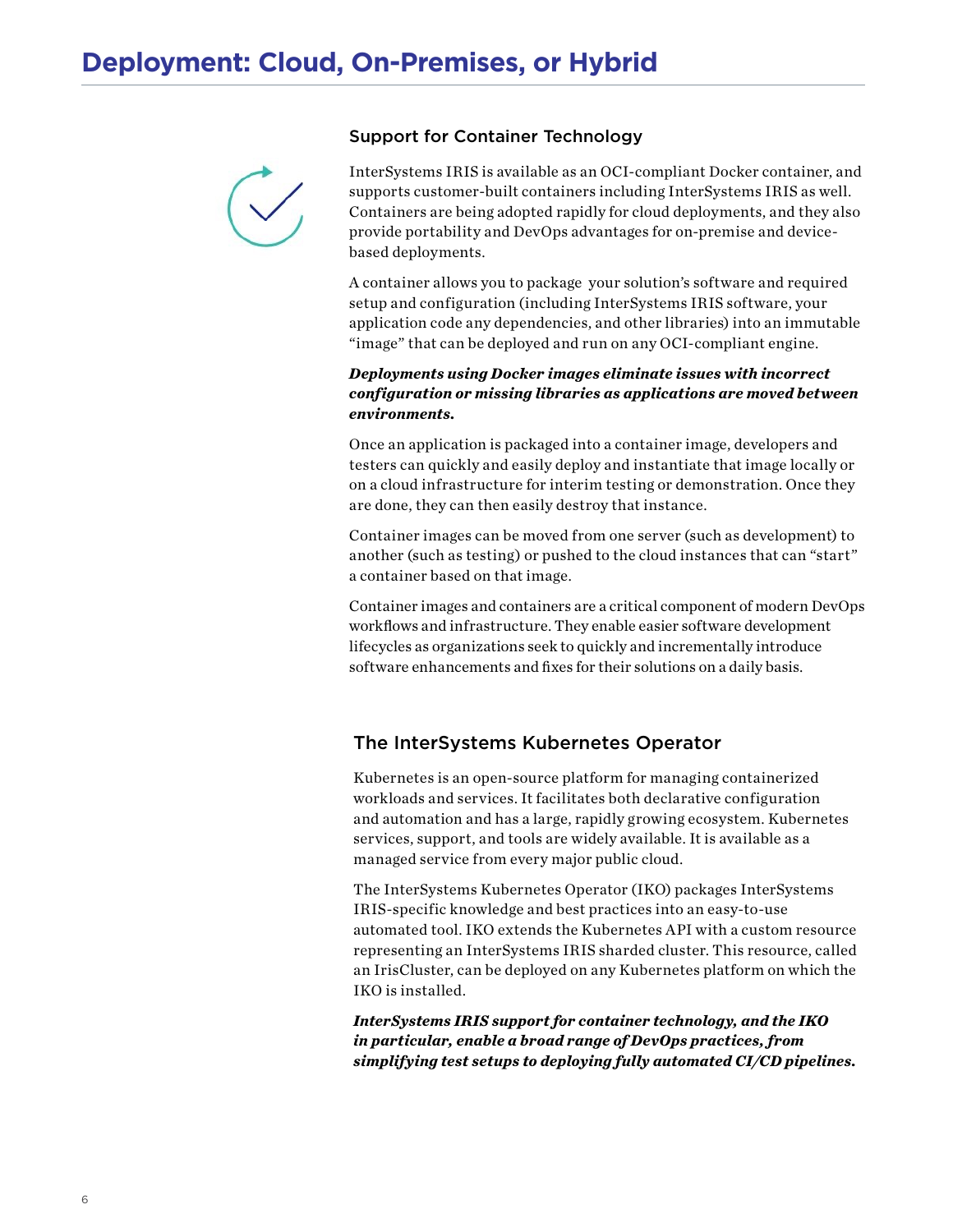# Deployment: Cloud, On-Premises, or Hybrid

## Support for Container Technology

InterSystems IRIS is available as an OCI-compliant Docker container, and supports customer-built containers including InterSystems IRIS as well. Containers are being adopted rapidly for cloud deployments, and they also provide portability and DevOps advantages for on-premise and device-based deployments.

A container allows you to package your solution's software and required setup and configuration (including InterSystems IRIS software, your application code any dependencies, and other libraries) into an immutable "image" that can be deployed and run on any OCI-compliant engine.

***Deployments using Docker images eliminate issues with incorrect configuration or missing libraries as applications are moved between environments.***

Once an application is packaged into a container image, developers and testers can quickly and easily deploy and instantiate that image locally or on a cloud infrastructure for interim testing or demonstration. Once they are done, they can then easily destroy that instance.

Container images can be moved from one server (such as development) to another (such as testing) or pushed to the cloud instances that can "start" a container based on that image.

Container images and containers are a critical component of modern DevOps workflows and infrastructure. They enable easier software development lifecycles as organizations seek to quickly and incrementally introduce software enhancements and fixes for their solutions on a daily basis.

## The InterSystems Kubernetes Operator

Kubernetes is an open-source platform for managing containerized workloads and services. It facilitates both declarative configuration and automation and has a large, rapidly growing ecosystem. Kubernetes services, support, and tools are widely available. It is available as a managed service from every major public cloud.

The InterSystems Kubernetes Operator (IKO) packages InterSystems IRIS-specific knowledge and best practices into an easy-to-use automated tool. IKO extends the Kubernetes API with a custom resource representing an InterSystems IRIS sharded cluster. This resource, called an IrisCluster, can be deployed on any Kubernetes platform on which the IKO is installed.

***InterSystems IRIS support for container technology, and the IKO in particular, enable a broad range of DevOps practices, from simplifying test setups to deploying fully automated CI/CD pipelines.***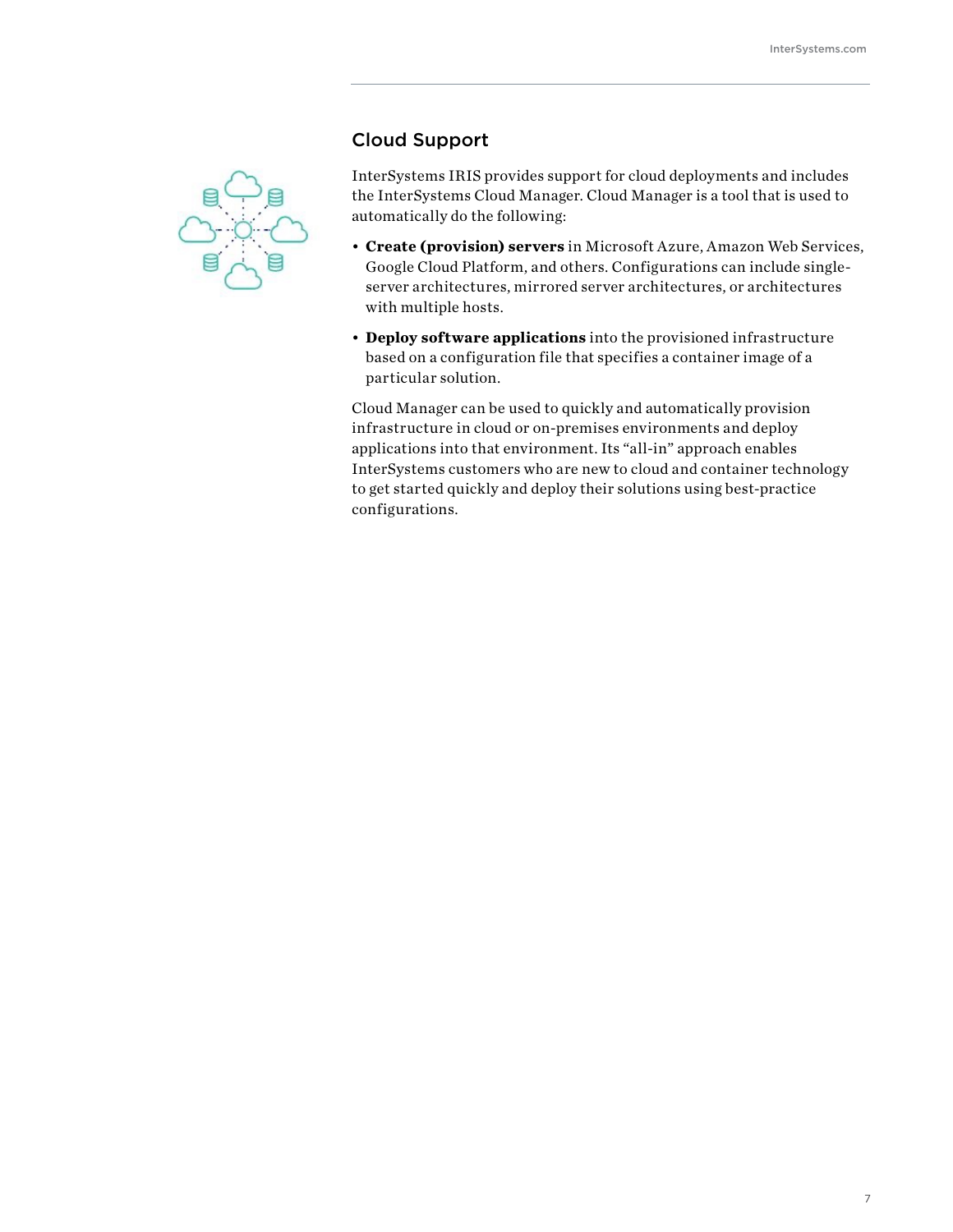## Cloud Support

InterSystems IRIS provides support for cloud deployments and includes the InterSystems Cloud Manager. Cloud Manager is a tool that is used to automatically do the following:

- **Create (provision) servers** in Microsoft Azure, Amazon Web Services, Google Cloud Platform, and others. Configurations can include single-server architectures, mirrored server architectures, or architectures with multiple hosts.
- **Deploy software applications** into the provisioned infrastructure based on a configuration file that specifies a container image of a particular solution.

Cloud Manager can be used to quickly and automatically provision infrastructure in cloud or on-premises environments and deploy applications into that environment. Its "all-in" approach enables InterSystems customers who are new to cloud and container technology to get started quickly and deploy their solutions using best-practice configurations.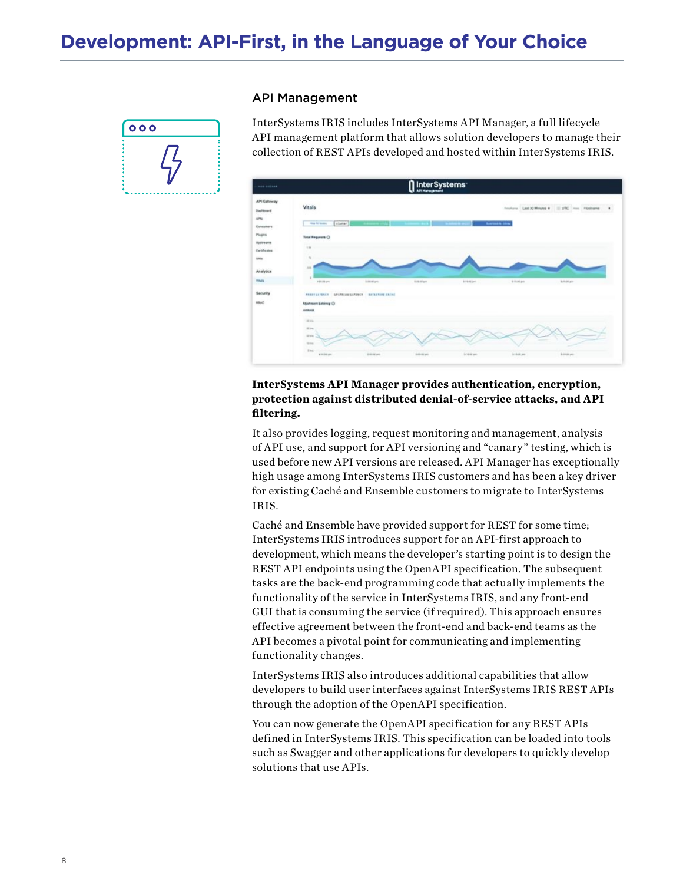# Development: API-First, in the Language of Your Choice

## API Management

InterSystems IRIS includes InterSystems API Manager, a full lifecycle API management platform that allows solution developers to manage their collection of REST APIs developed and hosted within InterSystems IRIS.

**InterSystems API Manager provides authentication, encryption, protection against distributed denial-of-service attacks, and API filtering.**

It also provides logging, request monitoring and management, analysis of API use, and support for API versioning and "canary" testing, which is used before new API versions are released. API Manager has exceptionally high usage among InterSystems IRIS customers and has been a key driver for existing Caché and Ensemble customers to migrate to InterSystems IRIS.

Caché and Ensemble have provided support for REST for some time; InterSystems IRIS introduces support for an API-first approach to development, which means the developer's starting point is to design the REST API endpoints using the OpenAPI specification. The subsequent tasks are the back-end programming code that actually implements the functionality of the service in InterSystems IRIS, and any front-end GUI that is consuming the service (if required). This approach ensures effective agreement between the front-end and back-end teams as the API becomes a pivotal point for communicating and implementing functionality changes.

InterSystems IRIS also introduces additional capabilities that allow developers to build user interfaces against InterSystems IRIS REST APIs through the adoption of the OpenAPI specification.

You can now generate the OpenAPI specification for any REST APIs defined in InterSystems IRIS. This specification can be loaded into tools such as Swagger and other applications for developers to quickly develop solutions that use APIs.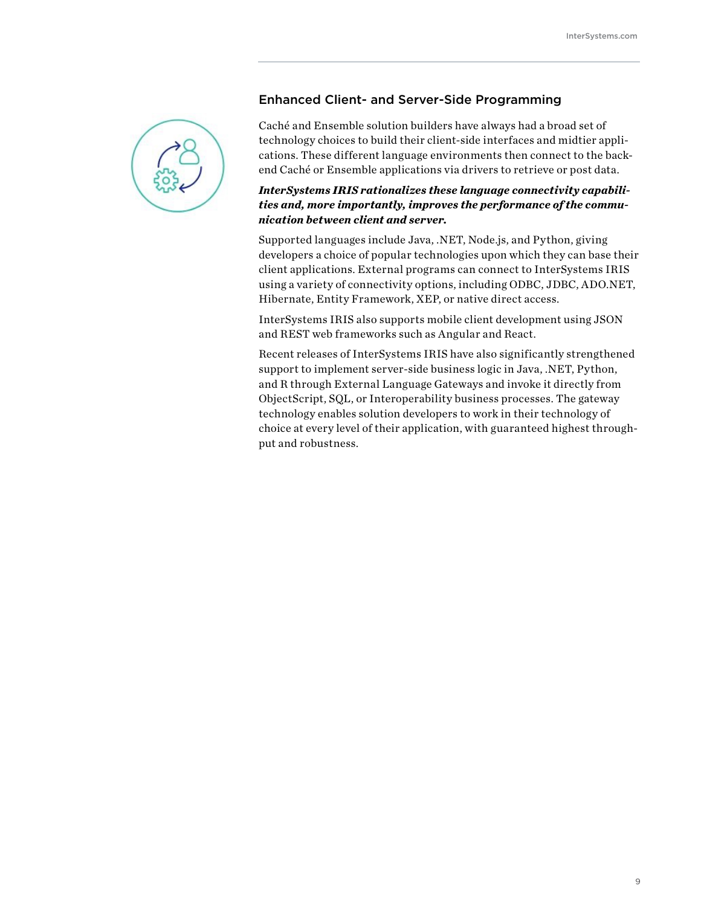## Enhanced Client- and Server-Side Programming

Caché and Ensemble solution builders have always had a broad set of technology choices to build their client-side interfaces and midtier applications. These different language environments then connect to the back-end Caché or Ensemble applications via drivers to retrieve or post data.

***InterSystems IRIS rationalizes these language connectivity capabilities and, more importantly, improves the performance of the communication between client and server.***

Supported languages include Java, .NET, Node.js, and Python, giving developers a choice of popular technologies upon which they can base their client applications. External programs can connect to InterSystems IRIS using a variety of connectivity options, including ODBC, JDBC, ADO.NET, Hibernate, Entity Framework, XEP, or native direct access.

InterSystems IRIS also supports mobile client development using JSON and REST web frameworks such as Angular and React.

Recent releases of InterSystems IRIS have also significantly strengthened support to implement server-side business logic in Java, .NET, Python, and R through External Language Gateways and invoke it directly from ObjectScript, SQL, or Interoperability business processes. The gateway technology enables solution developers to work in their technology of choice at every level of their application, with guaranteed highest throughput and robustness.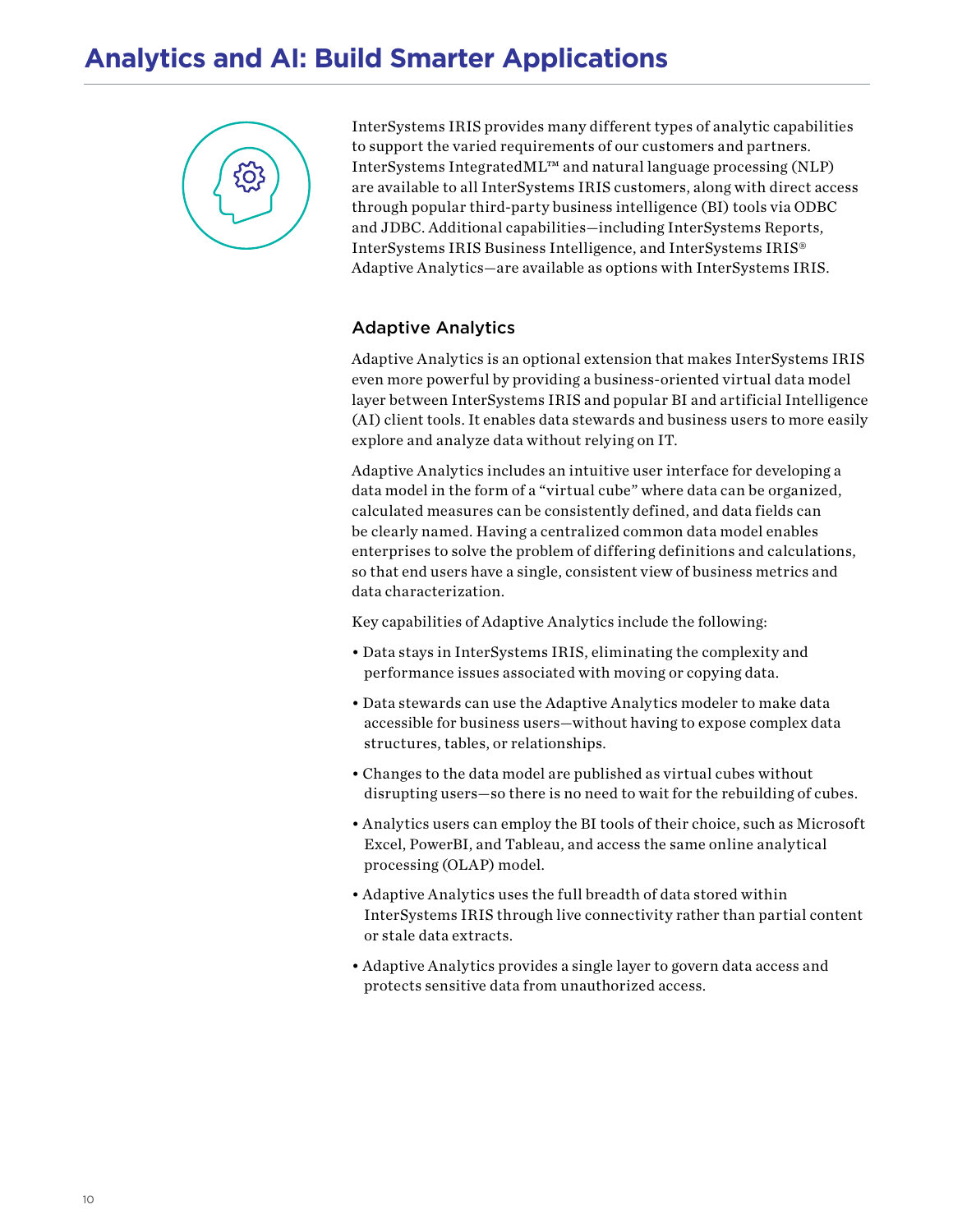# Analytics and AI: Build Smarter Applications

InterSystems IRIS provides many different types of analytic capabilities to support the varied requirements of our customers and partners. InterSystems IntegratedML™ and natural language processing (NLP) are available to all InterSystems IRIS customers, along with direct access through popular third-party business intelligence (BI) tools via ODBC and JDBC. Additional capabilities—including InterSystems Reports, InterSystems IRIS Business Intelligence, and InterSystems IRIS® Adaptive Analytics—are available as options with InterSystems IRIS.

## Adaptive Analytics

Adaptive Analytics is an optional extension that makes InterSystems IRIS even more powerful by providing a business-oriented virtual data model layer between InterSystems IRIS and popular BI and artificial Intelligence (AI) client tools. It enables data stewards and business users to more easily explore and analyze data without relying on IT.

Adaptive Analytics includes an intuitive user interface for developing a data model in the form of a "virtual cube" where data can be organized, calculated measures can be consistently defined, and data fields can be clearly named. Having a centralized common data model enables enterprises to solve the problem of differing definitions and calculations, so that end users have a single, consistent view of business metrics and data characterization.

Key capabilities of Adaptive Analytics include the following:

- Data stays in InterSystems IRIS, eliminating the complexity and performance issues associated with moving or copying data.
- Data stewards can use the Adaptive Analytics modeler to make data accessible for business users—without having to expose complex data structures, tables, or relationships.
- Changes to the data model are published as virtual cubes without disrupting users—so there is no need to wait for the rebuilding of cubes.
- Analytics users can employ the BI tools of their choice, such as Microsoft Excel, PowerBI, and Tableau, and access the same online analytical processing (OLAP) model.
- Adaptive Analytics uses the full breadth of data stored within InterSystems IRIS through live connectivity rather than partial content or stale data extracts.
- Adaptive Analytics provides a single layer to govern data access and protects sensitive data from unauthorized access.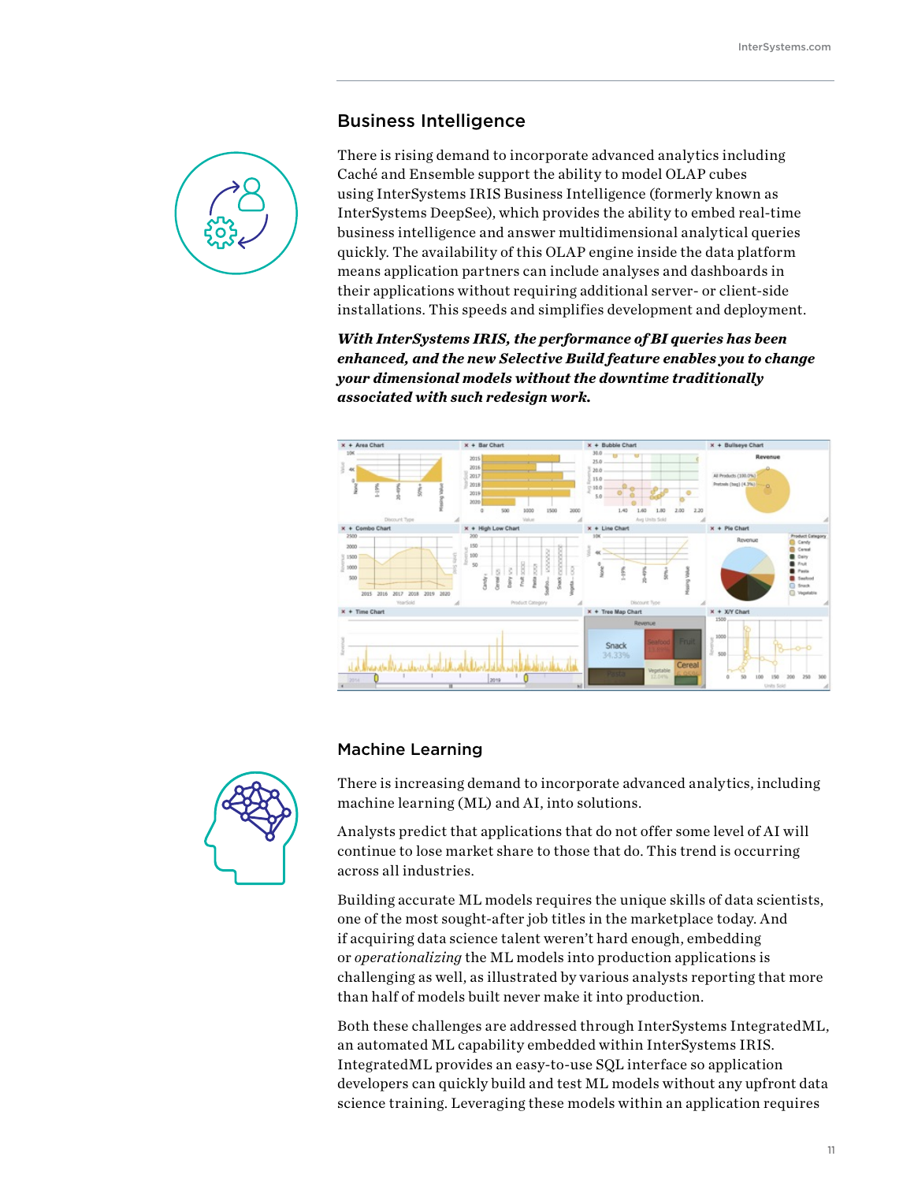## Business Intelligence

There is rising demand to incorporate advanced analytics including Caché and Ensemble support the ability to model OLAP cubes using InterSystems IRIS Business Intelligence (formerly known as InterSystems DeepSee), which provides the ability to embed real-time business intelligence and answer multidimensional analytical queries quickly. The availability of this OLAP engine inside the data platform means application partners can include analyses and dashboards in their applications without requiring additional server- or client-side installations. This speeds and simplifies development and deployment.

***With InterSystems IRIS, the performance of BI queries has been enhanced, and the new Selective Build feature enables you to change your dimensional models without the downtime traditionally associated with such redesign work.***

## Machine Learning

There is increasing demand to incorporate advanced analytics, including machine learning (ML) and AI, into solutions.

Analysts predict that applications that do not offer some level of AI will continue to lose market share to those that do. This trend is occurring across all industries.

Building accurate ML models requires the unique skills of data scientists, one of the most sought-after job titles in the marketplace today. And if acquiring data science talent weren't hard enough, embedding or *operationalizing* the ML models into production applications is challenging as well, as illustrated by various analysts reporting that more than half of models built never make it into production.

Both these challenges are addressed through InterSystems IntegratedML, an automated ML capability embedded within InterSystems IRIS. IntegratedML provides an easy-to-use SQL interface so application developers can quickly build and test ML models without any upfront data science training. Leveraging these models within an application requires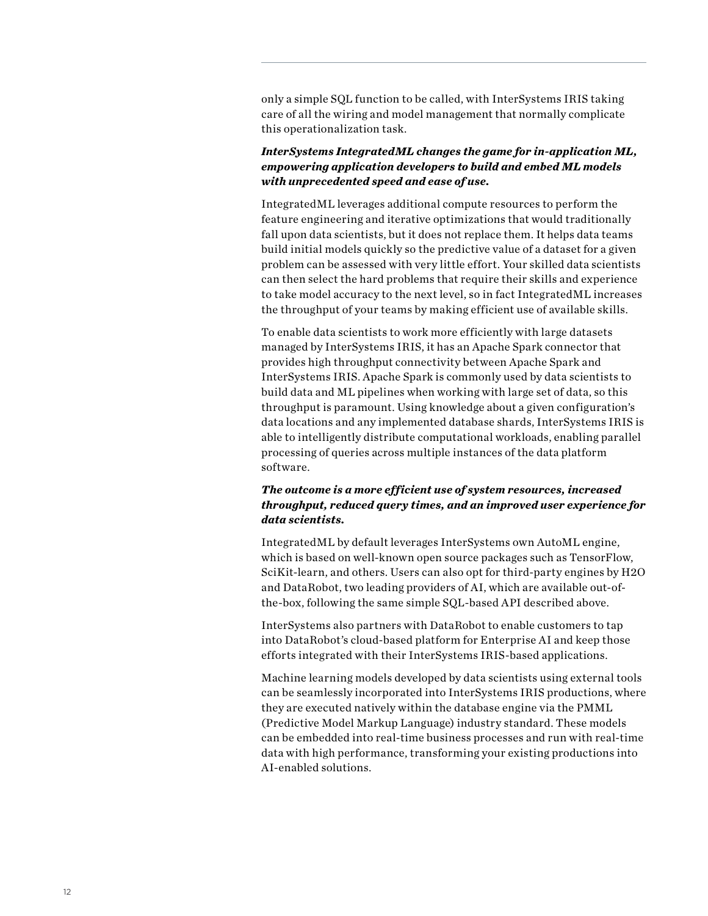only a simple SQL function to be called, with InterSystems IRIS taking care of all the wiring and model management that normally complicate this operationalization task.

***InterSystems IntegratedML changes the game for in-application ML, empowering application developers to build and embed ML models with unprecedented speed and ease of use.***

IntegratedML leverages additional compute resources to perform the feature engineering and iterative optimizations that would traditionally fall upon data scientists, but it does not replace them. It helps data teams build initial models quickly so the predictive value of a dataset for a given problem can be assessed with very little effort. Your skilled data scientists can then select the hard problems that require their skills and experience to take model accuracy to the next level, so in fact IntegratedML increases the throughput of your teams by making efficient use of available skills.

To enable data scientists to work more efficiently with large datasets managed by InterSystems IRIS, it has an Apache Spark connector that provides high throughput connectivity between Apache Spark and InterSystems IRIS. Apache Spark is commonly used by data scientists to build data and ML pipelines when working with large set of data, so this throughput is paramount. Using knowledge about a given configuration's data locations and any implemented database shards, InterSystems IRIS is able to intelligently distribute computational workloads, enabling parallel processing of queries across multiple instances of the data platform software.

***The outcome is a more efficient use of system resources, increased throughput, reduced query times, and an improved user experience for data scientists.***

IntegratedML by default leverages InterSystems own AutoML engine, which is based on well-known open source packages such as TensorFlow, SciKit-learn, and others. Users can also opt for third-party engines by H2O and DataRobot, two leading providers of AI, which are available out-of-the-box, following the same simple SQL-based API described above.

InterSystems also partners with DataRobot to enable customers to tap into DataRobot's cloud-based platform for Enterprise AI and keep those efforts integrated with their InterSystems IRIS-based applications.

Machine learning models developed by data scientists using external tools can be seamlessly incorporated into InterSystems IRIS productions, where they are executed natively within the database engine via the PMML (Predictive Model Markup Language) industry standard. These models can be embedded into real-time business processes and run with real-time data with high performance, transforming your existing productions into AI-enabled solutions.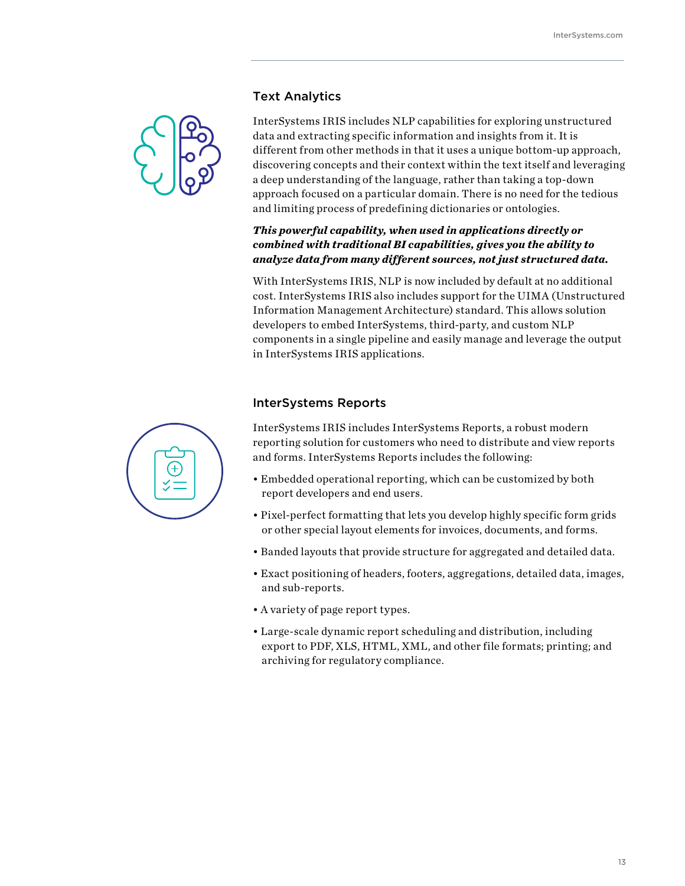## Text Analytics

InterSystems IRIS includes NLP capabilities for exploring unstructured data and extracting specific information and insights from it. It is different from other methods in that it uses a unique bottom-up approach, discovering concepts and their context within the text itself and leveraging a deep understanding of the language, rather than taking a top-down approach focused on a particular domain. There is no need for the tedious and limiting process of predefining dictionaries or ontologies.

***This powerful capability, when used in applications directly or combined with traditional BI capabilities, gives you the ability to analyze data from many different sources, not just structured data.***

With InterSystems IRIS, NLP is now included by default at no additional cost. InterSystems IRIS also includes support for the UIMA (Unstructured Information Management Architecture) standard. This allows solution developers to embed InterSystems, third-party, and custom NLP components in a single pipeline and easily manage and leverage the output in InterSystems IRIS applications.

## InterSystems Reports

InterSystems IRIS includes InterSystems Reports, a robust modern reporting solution for customers who need to distribute and view reports and forms. InterSystems Reports includes the following:

- Embedded operational reporting, which can be customized by both report developers and end users.
- Pixel-perfect formatting that lets you develop highly specific form grids or other special layout elements for invoices, documents, and forms.
- Banded layouts that provide structure for aggregated and detailed data.
- Exact positioning of headers, footers, aggregations, detailed data, images, and sub-reports.
- A variety of page report types.
- Large-scale dynamic report scheduling and distribution, including export to PDF, XLS, HTML, XML, and other file formats; printing; and archiving for regulatory compliance.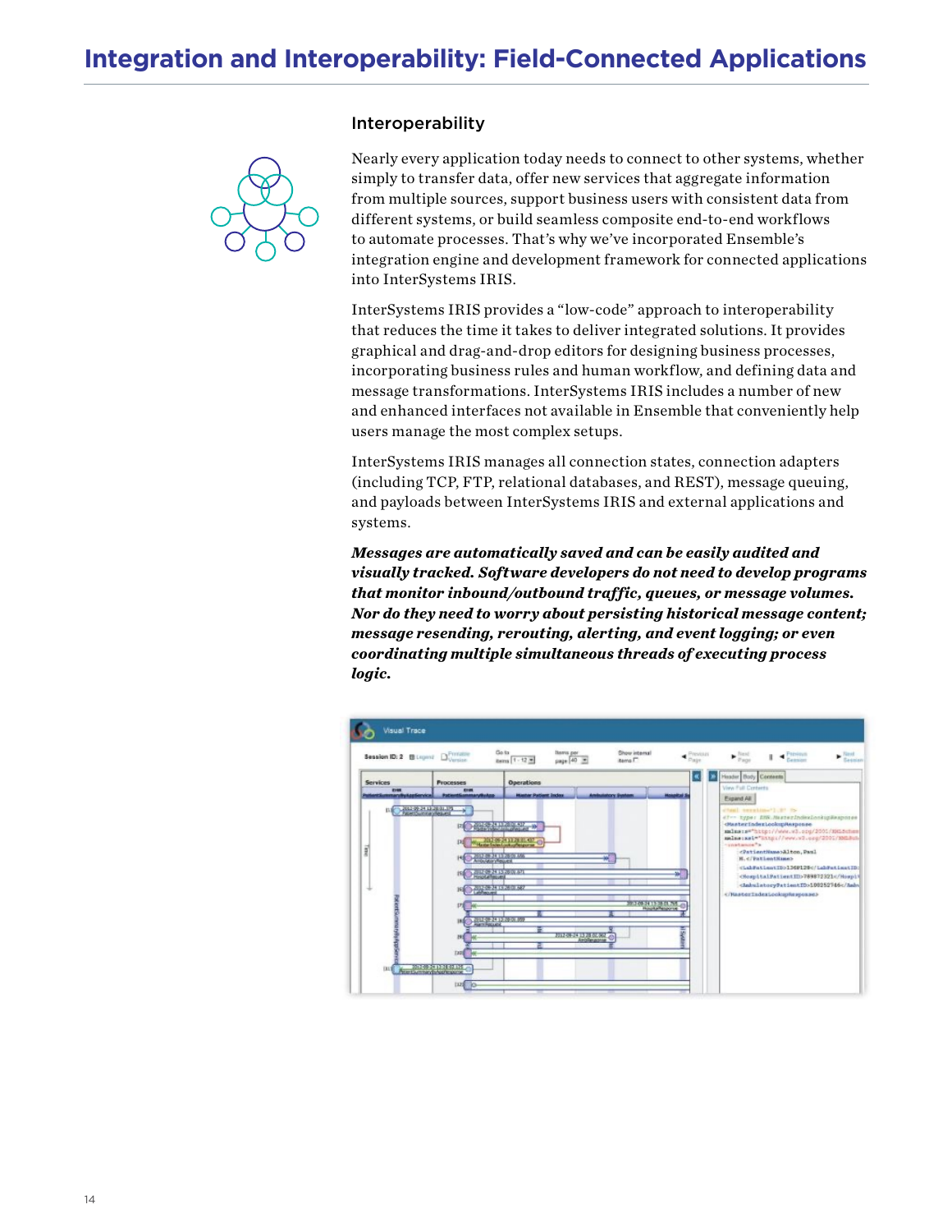# Integration and Interoperability: Field-Connected Applications

## Interoperability

Nearly every application today needs to connect to other systems, whether simply to transfer data, offer new services that aggregate information from multiple sources, support business users with consistent data from different systems, or build seamless composite end-to-end workflows to automate processes. That's why we've incorporated Ensemble's integration engine and development framework for connected applications into InterSystems IRIS.

InterSystems IRIS provides a "low-code" approach to interoperability that reduces the time it takes to deliver integrated solutions. It provides graphical and drag-and-drop editors for designing business processes, incorporating business rules and human workflow, and defining data and message transformations. InterSystems IRIS includes a number of new and enhanced interfaces not available in Ensemble that conveniently help users manage the most complex setups.

InterSystems IRIS manages all connection states, connection adapters (including TCP, FTP, relational databases, and REST), message queuing, and payloads between InterSystems IRIS and external applications and systems.

***Messages are automatically saved and can be easily audited and visually tracked. Software developers do not need to develop programs that monitor inbound/outbound traffic, queues, or message volumes. Nor do they need to worry about persisting historical message content; message resending, rerouting, alerting, and event logging; or even coordinating multiple simultaneous threads of executing process logic.***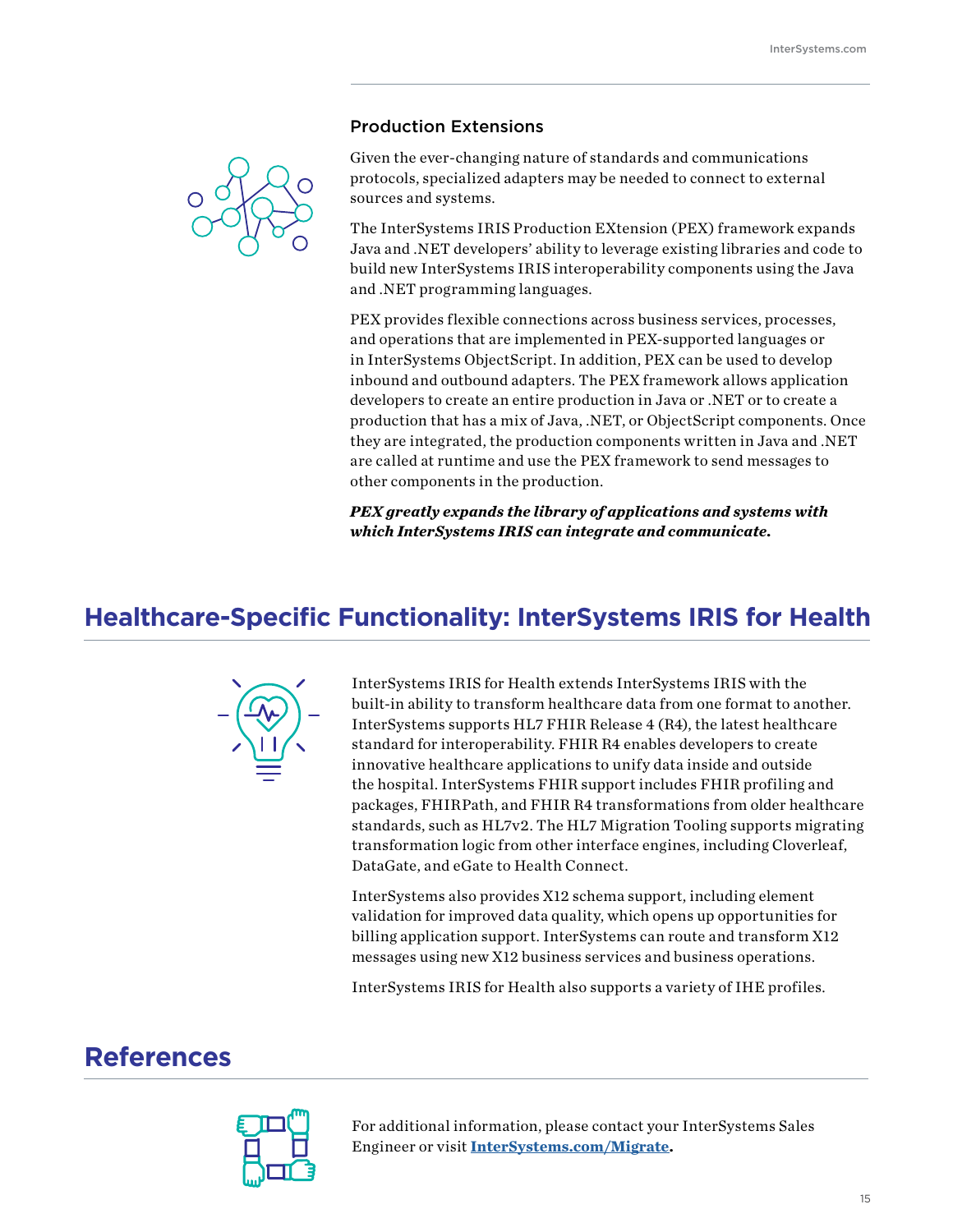### Production Extensions

Given the ever-changing nature of standards and communications protocols, specialized adapters may be needed to connect to external sources and systems.

The InterSystems IRIS Production EXtension (PEX) framework expands Java and .NET developers' ability to leverage existing libraries and code to build new InterSystems IRIS interoperability components using the Java and .NET programming languages.

PEX provides flexible connections across business services, processes, and operations that are implemented in PEX-supported languages or in InterSystems ObjectScript. In addition, PEX can be used to develop inbound and outbound adapters. The PEX framework allows application developers to create an entire production in Java or .NET or to create a production that has a mix of Java, .NET, or ObjectScript components. Once they are integrated, the production components written in Java and .NET are called at runtime and use the PEX framework to send messages to other components in the production.

***PEX greatly expands the library of applications and systems with which InterSystems IRIS can integrate and communicate.***

## Healthcare-Specific Functionality: InterSystems IRIS for Health

InterSystems IRIS for Health extends InterSystems IRIS with the built-in ability to transform healthcare data from one format to another. InterSystems supports HL7 FHIR Release 4 (R4), the latest healthcare standard for interoperability. FHIR R4 enables developers to create innovative healthcare applications to unify data inside and outside the hospital. InterSystems FHIR support includes FHIR profiling and packages, FHIRPath, and FHIR R4 transformations from older healthcare standards, such as HL7v2. The HL7 Migration Tooling supports migrating transformation logic from other interface engines, including Cloverleaf, DataGate, and eGate to Health Connect.

InterSystems also provides X12 schema support, including element validation for improved data quality, which opens up opportunities for billing application support. InterSystems can route and transform X12 messages using new X12 business services and business operations.

InterSystems IRIS for Health also supports a variety of IHE profiles.

## References

For additional information, please contact your InterSystems Sales Engineer or visit **InterSystems.com/Migrate**.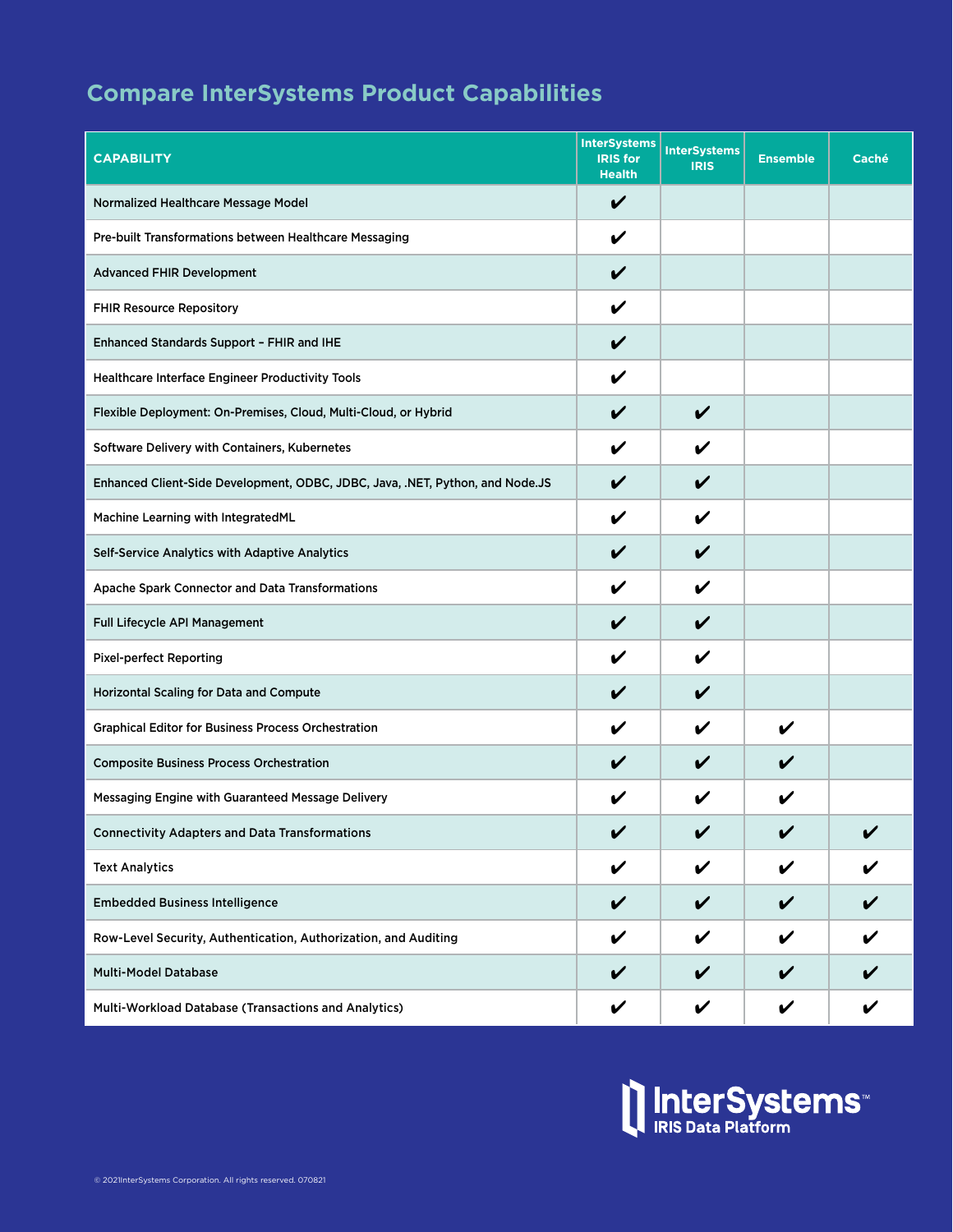## Compare InterSystems Product Capabilities

| CAPABILITY | InterSystems IRIS for Health | InterSystems IRIS | Ensemble | Caché |
|---|---|---|---|---|
| Normalized Healthcare Message Model | ✔ | | | |
| Pre-built Transformations between Healthcare Messaging | ✔ | | | |
| Advanced FHIR Development | ✔ | | | |
| FHIR Resource Repository | ✔ | | | |
| Enhanced Standards Support – FHIR and IHE | ✔ | | | |
| Healthcare Interface Engineer Productivity Tools | ✔ | | | |
| Flexible Deployment: On-Premises, Cloud, Multi-Cloud, or Hybrid | ✔ | ✔ | | |
| Software Delivery with Containers, Kubernetes | ✔ | ✔ | | |
| Enhanced Client-Side Development, ODBC, JDBC, Java, .NET, Python, and Node.JS | ✔ | ✔ | | |
| Machine Learning with IntegratedML | ✔ | ✔ | | |
| Self-Service Analytics with Adaptive Analytics | ✔ | ✔ | | |
| Apache Spark Connector and Data Transformations | ✔ | ✔ | | |
| Full Lifecycle API Management | ✔ | ✔ | | |
| Pixel-perfect Reporting | ✔ | ✔ | | |
| Horizontal Scaling for Data and Compute | ✔ | ✔ | | |
| Graphical Editor for Business Process Orchestration | ✔ | ✔ | ✔ | |
| Composite Business Process Orchestration | ✔ | ✔ | ✔ | |
| Messaging Engine with Guaranteed Message Delivery | ✔ | ✔ | ✔ | |
| Connectivity Adapters and Data Transformations | ✔ | ✔ | ✔ | ✔ |
| Text Analytics | ✔ | ✔ | ✔ | ✔ |
| Embedded Business Intelligence | ✔ | ✔ | ✔ | ✔ |
| Row-Level Security, Authentication, Authorization, and Auditing | ✔ | ✔ | ✔ | ✔ |
| Multi-Model Database | ✔ | ✔ | ✔ | ✔ |
| Multi-Workload Database (Transactions and Analytics) | ✔ | ✔ | ✔ | ✔ |

InterSystems™
IRIS Data Platform

© 2021InterSystems Corporation. All rights reserved. 070821